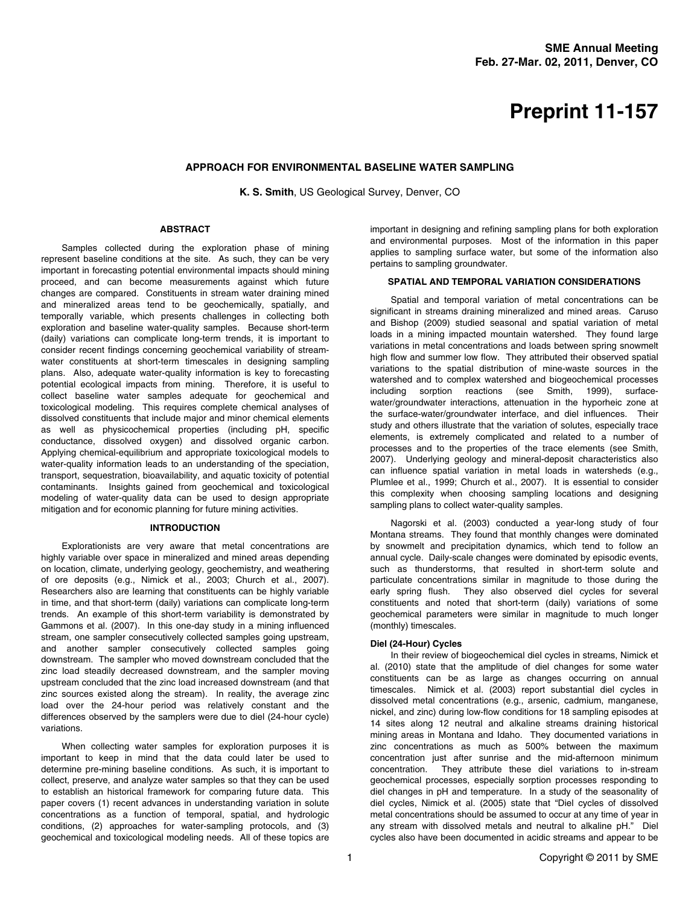# APPROACH FOR ENVIRONMENTAL BASELINE WATER SAMPLING

**K. S. Smith**, US Geological Survey, Denver, CO

## ABSTRACT

Samples collected during the exploration phase of mining represent baseline conditions at the site. As such, they can be very important in forecasting potential environmental impacts should mining proceed, and can become measurements against which future changes are compared. Constituents in stream water draining mined and mineralized areas tend to be geochemically, spatially, and temporally variable, which presents challenges in collecting both exploration and baseline water-quality samples. Because short-term (daily) variations can complicate long-term trends, it is important to consider recent findings concerning geochemical variability of stream-water constituents at short-term timescales in designing sampling plans. Also, adequate water-quality information is key to forecasting potential ecological impacts from mining. Therefore, it is useful to collect baseline water samples adequate for geochemical and toxicological modeling. This requires complete chemical analyses of dissolved constituents that include major and minor chemical elements as well as physicochemical properties (including pH, specific conductance, dissolved oxygen) and dissolved organic carbon. Applying chemical-equilibrium and appropriate toxicological models to water-quality information leads to an understanding of the speciation, transport, sequestration, bioavailability, and aquatic toxicity of potential contaminants. Insights gained from geochemical and toxicological modeling of water-quality data can be used to design appropriate mitigation and for economic planning for future mining activities.

## INTRODUCTION

Explorationists are very aware that metal concentrations are highly variable over space in mineralized and mined areas depending on location, climate, underlying geology, geochemistry, and weathering of ore deposits (e.g., Nimick et al., 2003; Church et al., 2007). Researchers also are learning that constituents can be highly variable in time, and that short-term (daily) variations can complicate long-term trends. An example of this short-term variability is demonstrated by Gammons et al. (2007). In this one-day study in a mining influenced stream, one sampler consecutively collected samples going upstream, and another sampler consecutively collected samples going downstream. The sampler who moved downstream concluded that the zinc load steadily decreased downstream, and the sampler moving upstream concluded that the zinc load increased downstream (and that zinc sources existed along the stream). In reality, the average zinc load over the 24-hour period was relatively constant and the differences observed by the samplers were due to diel (24-hour cycle) variations.

When collecting water samples for exploration purposes it is important to keep in mind that the data could later be used to determine pre-mining baseline conditions. As such, it is important to collect, preserve, and analyze water samples so that they can be used to establish an historical framework for comparing future data. This paper covers (1) recent advances in understanding variation in solute concentrations as a function of temporal, spatial, and hydrologic conditions, (2) approaches for water-sampling protocols, and (3) geochemical and toxicological modeling needs. All of these topics are important in designing and refining sampling plans for both exploration and environmental purposes. Most of the information in this paper applies to sampling surface water, but some of the information also pertains to sampling groundwater.

## SPATIAL AND TEMPORAL VARIATION CONSIDERATIONS

Spatial and temporal variation of metal concentrations can be significant in streams draining mineralized and mined areas. Caruso and Bishop (2009) studied seasonal and spatial variation of metal loads in a mining impacted mountain watershed. They found large variations in metal concentrations and loads between spring snowmelt high flow and summer low flow. They attributed their observed spatial variations to the spatial distribution of mine-waste sources in the watershed and to complex watershed and biogeochemical processes including sorption reactions (see Smith, 1999), surface-water/groundwater interactions, attenuation in the hyporheic zone at the surface-water/groundwater interface, and diel influences. Their study and others illustrate that the variation of solutes, especially trace elements, is extremely complicated and related to a number of processes and to the properties of the trace elements (see Smith, 2007). Underlying geology and mineral-deposit characteristics also can influence spatial variation in metal loads in watersheds (e.g., Plumlee et al., 1999; Church et al., 2007). It is essential to consider this complexity when choosing sampling locations and designing sampling plans to collect water-quality samples.

Nagorski et al. (2003) conducted a year-long study of four Montana streams. They found that monthly changes were dominated by snowmelt and precipitation dynamics, which tend to follow an annual cycle. Daily-scale changes were dominated by episodic events, such as thunderstorms, that resulted in short-term solute and particulate concentrations similar in magnitude to those during the early spring flush. They also observed diel cycles for several constituents and noted that short-term (daily) variations of some geochemical parameters were similar in magnitude to much longer (monthly) timescales.

### Diel (24-Hour) Cycles

In their review of biogeochemical diel cycles in streams, Nimick et al. (2010) state that the amplitude of diel changes for some water constituents can be as large as changes occurring on annual timescales. Nimick et al. (2003) report substantial diel cycles in dissolved metal concentrations (e.g., arsenic, cadmium, manganese, nickel, and zinc) during low-flow conditions for 18 sampling episodes at 14 sites along 12 neutral and alkaline streams draining historical mining areas in Montana and Idaho. They documented variations in zinc concentrations as much as 500% between the maximum concentration just after sunrise and the mid-afternoon minimum concentration. They attribute these diel variations to in-stream geochemical processes, especially sorption processes responding to diel changes in pH and temperature. In a study of the seasonality of diel cycles, Nimick et al. (2005) state that "Diel cycles of dissolved metal concentrations should be assumed to occur at any time of year in any stream with dissolved metals and neutral to alkaline pH." Diel cycles also have been documented in acidic streams and appear to be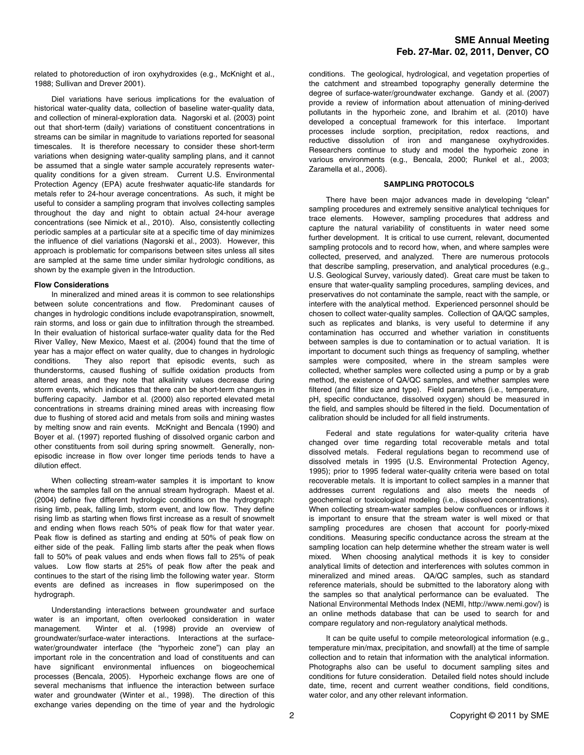related to photoreduction of iron oxyhydroxides (e.g., McKnight et al., 1988; Sullivan and Drever 2001).

Diel variations have serious implications for the evaluation of historical water-quality data, collection of baseline water-quality data, and collection of mineral-exploration data. Nagorski et al. (2003) point out that short-term (daily) variations of constituent concentrations in streams can be similar in magnitude to variations reported for seasonal timescales. It is therefore necessary to consider these short-term variations when designing water-quality sampling plans, and it cannot be assumed that a single water sample accurately represents water-quality conditions for a given stream. Current U.S. Environmental Protection Agency (EPA) acute freshwater aquatic-life standards for metals refer to 24-hour average concentrations. As such, it might be useful to consider a sampling program that involves collecting samples throughout the day and night to obtain actual 24-hour average concentrations (see Nimick et al., 2010). Also, consistently collecting periodic samples at a particular site at a specific time of day minimizes the influence of diel variations (Nagorski et al., 2003). However, this approach is problematic for comparisons between sites unless all sites are sampled at the same time under similar hydrologic conditions, as shown by the example given in the Introduction.

### Flow Considerations

In mineralized and mined areas it is common to see relationships between solute concentrations and flow. Predominant causes of changes in hydrologic conditions include evapotranspiration, snowmelt, rain storms, and loss or gain due to infiltration through the streambed. In their evaluation of historical surface-water quality data for the Red River Valley, New Mexico, Maest et al. (2004) found that the time of year has a major effect on water quality, due to changes in hydrologic conditions. They also report that episodic events, such as thunderstorms, caused flushing of sulfide oxidation products from altered areas, and they note that alkalinity values decrease during storm events, which indicates that there can be short-term changes in buffering capacity. Jambor et al. (2000) also reported elevated metal concentrations in streams draining mined areas with increasing flow due to flushing of stored acid and metals from soils and mining wastes by melting snow and rain events. McKnight and Bencala (1990) and Boyer et al. (1997) reported flushing of dissolved organic carbon and other constituents from soil during spring snowmelt. Generally, non-episodic increase in flow over longer time periods tends to have a dilution effect.

When collecting stream-water samples it is important to know where the samples fall on the annual stream hydrograph. Maest et al. (2004) define five different hydrologic conditions on the hydrograph: rising limb, peak, falling limb, storm event, and low flow. They define rising limb as starting when flows first increase as a result of snowmelt and ending when flows reach 50% of peak flow for that water year. Peak flow is defined as starting and ending at 50% of peak flow on either side of the peak. Falling limb starts after the peak when flows fall to 50% of peak values and ends when flows fall to 25% of peak values. Low flow starts at 25% of peak flow after the peak and continues to the start of the rising limb the following water year. Storm events are defined as increases in flow superimposed on the hydrograph.

Understanding interactions between groundwater and surface water is an important, often overlooked consideration in water management. Winter et al. (1998) provide an overview of groundwater/surface-water interactions. Interactions at the surface-water/groundwater interface (the "hyporheic zone") can play an important role in the concentration and load of constituents and can have significant environmental influences on biogeochemical processes (Bencala, 2005). Hyporheic exchange flows are one of several mechanisms that influence the interaction between surface water and groundwater (Winter et al., 1998). The direction of this exchange varies depending on the time of year and the hydrologic conditions. The geological, hydrological, and vegetation properties of the catchment and streambed topography generally determine the degree of surface-water/groundwater exchange. Gandy et al. (2007) provide a review of information about attenuation of mining-derived pollutants in the hyporheic zone, and Ibrahim et al. (2010) have developed a conceptual framework for this interface. Important processes include sorption, precipitation, redox reactions, and reductive dissolution of iron and manganese oxyhydroxides. Researchers continue to study and model the hyporheic zone in various environments (e.g., Bencala, 2000; Runkel et al., 2003; Zaramella et al., 2006).

## SAMPLING PROTOCOLS

There have been major advances made in developing "clean" sampling procedures and extremely sensitive analytical techniques for trace elements. However, sampling procedures that address and capture the natural variability of constituents in water need some further development. It is critical to use current, relevant, documented sampling protocols and to record how, when, and where samples were collected, preserved, and analyzed. There are numerous protocols that describe sampling, preservation, and analytical procedures (e.g., U.S. Geological Survey, variously dated). Great care must be taken to ensure that water-quality sampling procedures, sampling devices, and preservatives do not contaminate the sample, react with the sample, or interfere with the analytical method. Experienced personnel should be chosen to collect water-quality samples. Collection of QA/QC samples, such as replicates and blanks, is very useful to determine if any contamination has occurred and whether variation in constituents between samples is due to contamination or to actual variation. It is important to document such things as frequency of sampling, whether samples were composited, where in the stream samples were collected, whether samples were collected using a pump or by a grab method, the existence of QA/QC samples, and whether samples were filtered (and filter size and type). Field parameters (i.e., temperature, pH, specific conductance, dissolved oxygen) should be measured in the field, and samples should be filtered in the field. Documentation of calibration should be included for all field instruments.

Federal and state regulations for water-quality criteria have changed over time regarding total recoverable metals and total dissolved metals. Federal regulations began to recommend use of dissolved metals in 1995 (U.S. Environmental Protection Agency, 1995); prior to 1995 federal water-quality criteria were based on total recoverable metals. It is important to collect samples in a manner that addresses current regulations and also meets the needs of geochemical or toxicological modeling (i.e., dissolved concentrations). When collecting stream-water samples below confluences or inflows it is important to ensure that the stream water is well mixed or that sampling procedures are chosen that account for poorly-mixed conditions. Measuring specific conductance across the stream at the sampling location can help determine whether the stream water is well mixed. When choosing analytical methods it is key to consider analytical limits of detection and interferences with solutes common in mineralized and mined areas. QA/QC samples, such as standard reference materials, should be submitted to the laboratory along with the samples so that analytical performance can be evaluated. The National Environmental Methods Index (NEMI, http://www.nemi.gov/) is an online methods database that can be used to search for and compare regulatory and non-regulatory analytical methods.

It can be quite useful to compile meteorological information (e.g., temperature min/max, precipitation, and snowfall) at the time of sample collection and to retain that information with the analytical information. Photographs also can be useful to document sampling sites and conditions for future consideration. Detailed field notes should include date, time, recent and current weather conditions, field conditions, water color, and any other relevant information.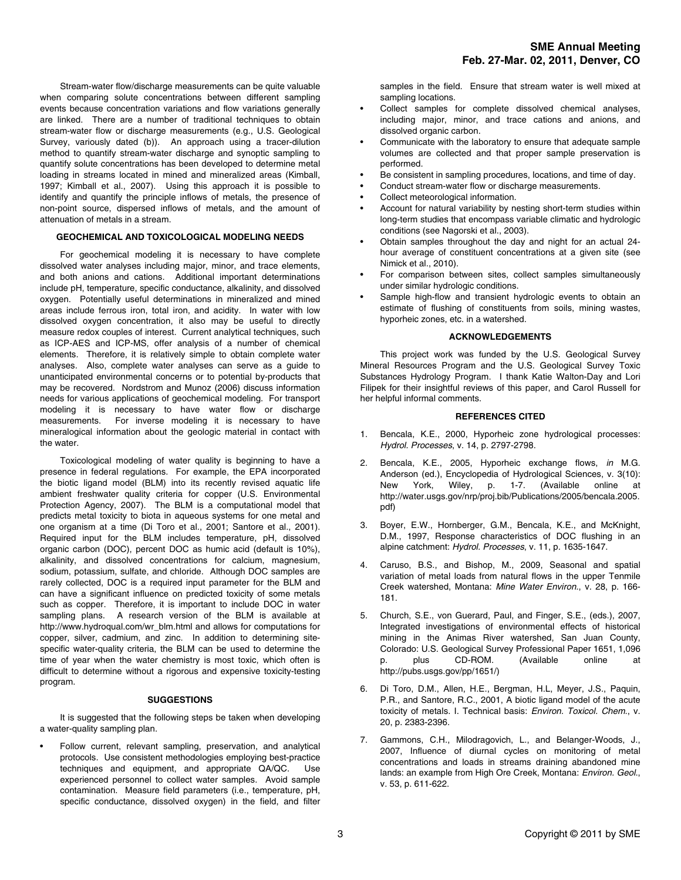Stream-water flow/discharge measurements can be quite valuable when comparing solute concentrations between different sampling events because concentration variations and flow variations generally are linked. There are a number of traditional techniques to obtain stream-water flow or discharge measurements (e.g., U.S. Geological Survey, variously dated (b)). An approach using a tracer-dilution method to quantify stream-water discharge and synoptic sampling to quantify solute concentrations has been developed to determine metal loading in streams located in mined and mineralized areas (Kimball, 1997; Kimball et al., 2007). Using this approach it is possible to identify and quantify the principle inflows of metals, the presence of non-point source, dispersed inflows of metals, and the amount of attenuation of metals in a stream.

## GEOCHEMICAL AND TOXICOLOGICAL MODELING NEEDS

For geochemical modeling it is necessary to have complete dissolved water analyses including major, minor, and trace elements, and both anions and cations. Additional important determinations include pH, temperature, specific conductance, alkalinity, and dissolved oxygen. Potentially useful determinations in mineralized and mined areas include ferrous iron, total iron, and acidity. In water with low dissolved oxygen concentration, it also may be useful to directly measure redox couples of interest. Current analytical techniques, such as ICP-AES and ICP-MS, offer analysis of a number of chemical elements. Therefore, it is relatively simple to obtain complete water analyses. Also, complete water analyses can serve as a guide to unanticipated environmental concerns or to potential by-products that may be recovered. Nordstrom and Munoz (2006) discuss information needs for various applications of geochemical modeling. For transport modeling it is necessary to have water flow or discharge measurements. For inverse modeling it is necessary to have mineralogical information about the geologic material in contact with the water.

Toxicological modeling of water quality is beginning to have a presence in federal regulations. For example, the EPA incorporated the biotic ligand model (BLM) into its recently revised aquatic life ambient freshwater quality criteria for copper (U.S. Environmental Protection Agency, 2007). The BLM is a computational model that predicts metal toxicity to biota in aqueous systems for one metal and one organism at a time (Di Toro et al., 2001; Santore et al., 2001). Required input for the BLM includes temperature, pH, dissolved organic carbon (DOC), percent DOC as humic acid (default is 10%), alkalinity, and dissolved concentrations for calcium, magnesium, sodium, potassium, sulfate, and chloride. Although DOC samples are rarely collected, DOC is a required input parameter for the BLM and can have a significant influence on predicted toxicity of some metals such as copper. Therefore, it is important to include DOC in water sampling plans. A research version of the BLM is available at http://www.hydroqual.com/wr_blm.html and allows for computations for copper, silver, cadmium, and zinc. In addition to determining site-specific water-quality criteria, the BLM can be used to determine the time of year when the water chemistry is most toxic, which often is difficult to determine without a rigorous and expensive toxicity-testing program.

## SUGGESTIONS

It is suggested that the following steps be taken when developing a water-quality sampling plan.

- Follow current, relevant sampling, preservation, and analytical protocols. Use consistent methodologies employing best-practice techniques and equipment, and appropriate QA/QC. Use experienced personnel to collect water samples. Avoid sample contamination. Measure field parameters (i.e., temperature, pH, specific conductance, dissolved oxygen) in the field, and filter samples in the field. Ensure that stream water is well mixed at sampling locations.
- Collect samples for complete dissolved chemical analyses, including major, minor, and trace cations and anions, and dissolved organic carbon.
- Communicate with the laboratory to ensure that adequate sample volumes are collected and that proper sample preservation is performed.
- Be consistent in sampling procedures, locations, and time of day.
- Conduct stream-water flow or discharge measurements.
- Collect meteorological information.
- Account for natural variability by nesting short-term studies within long-term studies that encompass variable climatic and hydrologic conditions (see Nagorski et al., 2003).
- Obtain samples throughout the day and night for an actual 24-hour average of constituent concentrations at a given site (see Nimick et al., 2010).
- For comparison between sites, collect samples simultaneously under similar hydrologic conditions.
- Sample high-flow and transient hydrologic events to obtain an estimate of flushing of constituents from soils, mining wastes, hyporheic zones, etc. in a watershed.

## ACKNOWLEDGEMENTS

This project work was funded by the U.S. Geological Survey Mineral Resources Program and the U.S. Geological Survey Toxic Substances Hydrology Program. I thank Katie Walton-Day and Lori Filipek for their insightful reviews of this paper, and Carol Russell for her helpful informal comments.

## REFERENCES CITED

1. Bencala, K.E., 2000, Hyporheic zone hydrological processes: *Hydrol. Processes*, v. 14, p. 2797-2798.
2. Bencala, K.E., 2005, Hyporheic exchange flows, *in* M.G. Anderson (ed.), Encyclopedia of Hydrological Sciences, v. 3(10): New York, Wiley, p. 1-7. (Available online at http://water.usgs.gov/nrp/proj.bib/Publications/2005/bencala.2005.pdf)
3. Boyer, E.W., Hornberger, G.M., Bencala, K.E., and McKnight, D.M., 1997, Response characteristics of DOC flushing in an alpine catchment: *Hydrol. Processes*, v. 11, p. 1635-1647.
4. Caruso, B.S., and Bishop, M., 2009, Seasonal and spatial variation of metal loads from natural flows in the upper Tenmile Creek watershed, Montana: *Mine Water Environ.*, v. 28, p. 166-181.
5. Church, S.E., von Guerard, Paul, and Finger, S.E., (eds.), 2007, Integrated investigations of environmental effects of historical mining in the Animas River watershed, San Juan County, Colorado: U.S. Geological Survey Professional Paper 1651, 1,096 p. plus CD-ROM. (Available online at http://pubs.usgs.gov/pp/1651/)
6. Di Toro, D.M., Allen, H.E., Bergman, H.L, Meyer, J.S., Paquin, P.R., and Santore, R.C., 2001, A biotic ligand model of the acute toxicity of metals. I. Technical basis: *Environ. Toxicol. Chem.*, v. 20, p. 2383-2396.
7. Gammons, C.H., Milodragovich, L., and Belanger-Woods, J., 2007, Influence of diurnal cycles on monitoring of metal concentrations and loads in streams draining abandoned mine lands: an example from High Ore Creek, Montana: *Environ. Geol.*, v. 53, p. 611-622.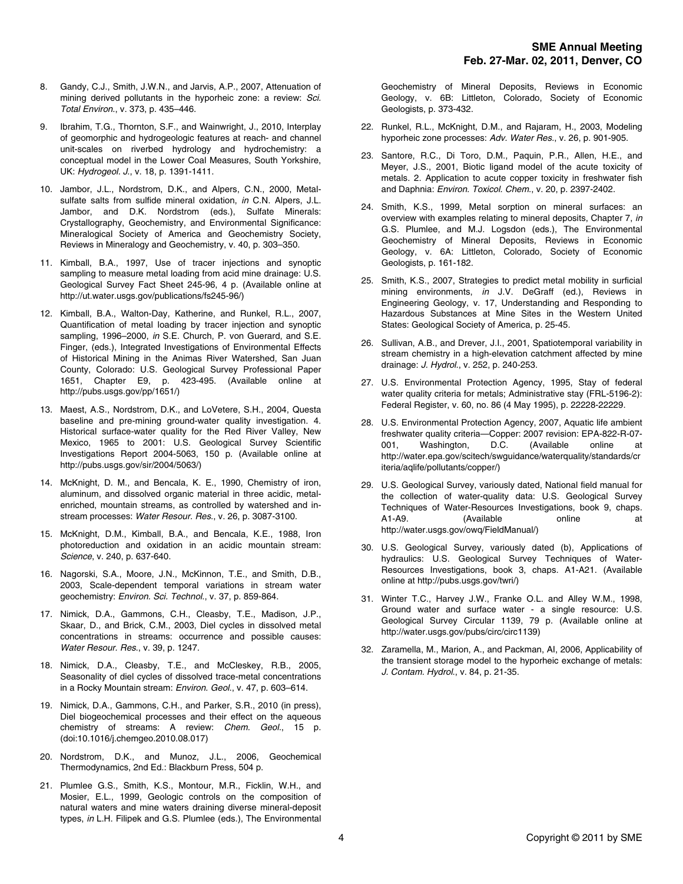8. Gandy, C.J., Smith, J.W.N., and Jarvis, A.P., 2007, Attenuation of mining derived pollutants in the hyporheic zone: a review: *Sci. Total Environ.*, v. 373, p. 435–446.

9. Ibrahim, T.G., Thornton, S.F., and Wainwright, J., 2010, Interplay of geomorphic and hydrogeologic features at reach- and channel unit-scales on riverbed hydrology and hydrochemistry: a conceptual model in the Lower Coal Measures, South Yorkshire, UK: *Hydrogeol. J.*, v. 18, p. 1391-1411.

10. Jambor, J.L., Nordstrom, D.K., and Alpers, C.N., 2000, Metal-sulfate salts from sulfide mineral oxidation, *in* C.N. Alpers, J.L. Jambor, and D.K. Nordstrom (eds.), Sulfate Minerals: Crystallography, Geochemistry, and Environmental Significance: Mineralogical Society of America and Geochemistry Society, Reviews in Mineralogy and Geochemistry, v. 40, p. 303–350.

11. Kimball, B.A., 1997, Use of tracer injections and synoptic sampling to measure metal loading from acid mine drainage: U.S. Geological Survey Fact Sheet 245-96, 4 p. (Available online at http://ut.water.usgs.gov/publications/fs245-96/)

12. Kimball, B.A., Walton-Day, Katherine, and Runkel, R.L., 2007, Quantification of metal loading by tracer injection and synoptic sampling, 1996–2000, *in* S.E. Church, P. von Guerard, and S.E. Finger, (eds.), Integrated Investigations of Environmental Effects of Historical Mining in the Animas River Watershed, San Juan County, Colorado: U.S. Geological Survey Professional Paper 1651, Chapter E9, p. 423-495. (Available online at http://pubs.usgs.gov/pp/1651/)

13. Maest, A.S., Nordstrom, D.K., and LoVetere, S.H., 2004, Questa baseline and pre-mining ground-water quality investigation. 4. Historical surface-water quality for the Red River Valley, New Mexico, 1965 to 2001: U.S. Geological Survey Scientific Investigations Report 2004-5063, 150 p. (Available online at http://pubs.usgs.gov/sir/2004/5063/)

14. McKnight, D. M., and Bencala, K. E., 1990, Chemistry of iron, aluminum, and dissolved organic material in three acidic, metal-enriched, mountain streams, as controlled by watershed and in-stream processes: *Water Resour. Res.*, v. 26, p. 3087-3100.

15. McKnight, D.M., Kimball, B.A., and Bencala, K.E., 1988, Iron photoreduction and oxidation in an acidic mountain stream: *Science*, v. 240, p. 637-640.

16. Nagorski, S.A., Moore, J.N., McKinnon, T.E., and Smith, D.B., 2003, Scale-dependent temporal variations in stream water geochemistry: *Environ. Sci. Technol.*, v. 37, p. 859-864.

17. Nimick, D.A., Gammons, C.H., Cleasby, T.E., Madison, J.P., Skaar, D., and Brick, C.M., 2003, Diel cycles in dissolved metal concentrations in streams: occurrence and possible causes: *Water Resour. Res.*, v. 39, p. 1247.

18. Nimick, D.A., Cleasby, T.E., and McCleskey, R.B., 2005, Seasonality of diel cycles of dissolved trace-metal concentrations in a Rocky Mountain stream: *Environ. Geol.*, v. 47, p. 603–614.

19. Nimick, D.A., Gammons, C.H., and Parker, S.R., 2010 (in press), Diel biogeochemical processes and their effect on the aqueous chemistry of streams: A review: *Chem. Geol.*, 15 p. (doi:10.1016/j.chemgeo.2010.08.017)

20. Nordstrom, D.K., and Munoz, J.L., 2006, Geochemical Thermodynamics, 2nd Ed.: Blackburn Press, 504 p.

21. Plumlee G.S., Smith, K.S., Montour, M.R., Ficklin, W.H., and Mosier, E.L., 1999, Geologic controls on the composition of natural waters and mine waters draining diverse mineral-deposit types, *in* L.H. Filipek and G.S. Plumlee (eds.), The Environmental Geochemistry of Mineral Deposits, Reviews in Economic Geology, v. 6B: Littleton, Colorado, Society of Economic Geologists, p. 373-432.

22. Runkel, R.L., McKnight, D.M., and Rajaram, H., 2003, Modeling hyporheic zone processes: *Adv. Water Res.*, v. 26, p. 901-905.

23. Santore, R.C., Di Toro, D.M., Paquin, P.R., Allen, H.E., and Meyer, J.S., 2001, Biotic ligand model of the acute toxicity of metals. 2. Application to acute copper toxicity in freshwater fish and Daphnia: *Environ. Toxicol. Chem.*, v. 20, p. 2397-2402.

24. Smith, K.S., 1999, Metal sorption on mineral surfaces: an overview with examples relating to mineral deposits, Chapter 7, *in* G.S. Plumlee, and M.J. Logsdon (eds.), The Environmental Geochemistry of Mineral Deposits, Reviews in Economic Geology, v. 6A: Littleton, Colorado, Society of Economic Geologists, p. 161-182.

25. Smith, K.S., 2007, Strategies to predict metal mobility in surficial mining environments, *in* J.V. DeGraff (ed.), Reviews in Engineering Geology, v. 17, Understanding and Responding to Hazardous Substances at Mine Sites in the Western United States: Geological Society of America, p. 25-45.

26. Sullivan, A.B., and Drever, J.I., 2001, Spatiotemporal variability in stream chemistry in a high-elevation catchment affected by mine drainage: *J. Hydrol.*, v. 252, p. 240-253.

27. U.S. Environmental Protection Agency, 1995, Stay of federal water quality criteria for metals; Administrative stay (FRL-5196-2): Federal Register, v. 60, no. 86 (4 May 1995), p. 22228-22229.

28. U.S. Environmental Protection Agency, 2007, Aquatic life ambient freshwater quality criteria—Copper: 2007 revision: EPA-822-R-07-001, Washington, D.C. (Available online at http://water.epa.gov/scitech/swguidance/waterquality/standards/criteria/aqlife/pollutants/copper/)

29. U.S. Geological Survey, variously dated, National field manual for the collection of water-quality data: U.S. Geological Survey Techniques of Water-Resources Investigations, book 9, chaps. A1-A9. (Available online at http://water.usgs.gov/owq/FieldManual/)

30. U.S. Geological Survey, variously dated (b), Applications of hydraulics: U.S. Geological Survey Techniques of Water-Resources Investigations, book 3, chaps. A1-A21. (Available online at http://pubs.usgs.gov/twri/)

31. Winter T.C., Harvey J.W., Franke O.L. and Alley W.M., 1998, Ground water and surface water - a single resource: U.S. Geological Survey Circular 1139, 79 p. (Available online at http://water.usgs.gov/pubs/circ/circ1139)

32. Zaramella, M., Marion, A., and Packman, AI, 2006, Applicability of the transient storage model to the hyporheic exchange of metals: *J. Contam. Hydrol.*, v. 84, p. 21-35.